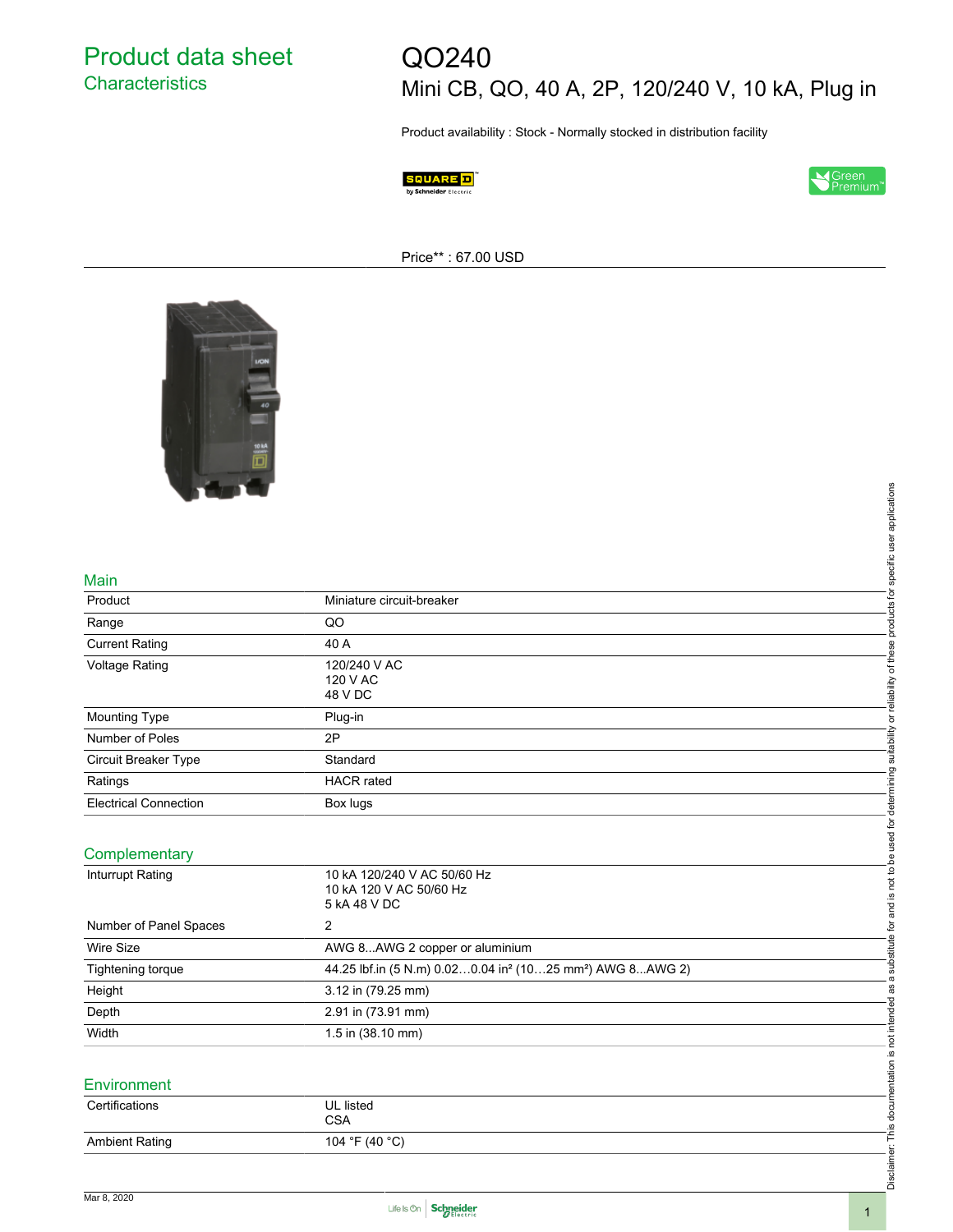# Product data sheet
## Characteristics

# QO240
## Mini CB, QO, 40 A, 2P, 120/240 V, 10 kA, Plug in

Product availability : Stock - Normally stocked in distribution facility

Price** : 67.00 USD

### Main

| | |
|---|---|
| Product | Miniature circuit-breaker |
| Range | QO |
| Current Rating | 40 A |
| Voltage Rating | 120/240 V AC<br>120 V AC<br>48 V DC |
| Mounting Type | Plug-in |
| Number of Poles | 2P |
| Circuit Breaker Type | Standard |
| Ratings | HACR rated |
| Electrical Connection | Box lugs |

### Complementary

| | |
|---|---|
| Inturrupt Rating | 10 kA 120/240 V AC 50/60 Hz<br>10 kA 120 V AC 50/60 Hz<br>5 kA 48 V DC |
| Number of Panel Spaces | 2 |
| Wire Size | AWG 8...AWG 2 copper or aluminium |
| Tightening torque | 44.25 lbf.in (5 N.m) 0.02…0.04 in² (10…25 mm²) AWG 8...AWG 2) |
| Height | 3.12 in (79.25 mm) |
| Depth | 2.91 in (73.91 mm) |
| Width | 1.5 in (38.10 mm) |

### Environment

| | |
|---|---|
| Certifications | UL listed<br>CSA |
| Ambient Rating | 104 °F (40 °C) |

Disclaimer: This documentation is not intended as a substitute for and is not to be used for determining suitability or reliability of these products for specific user applications

Mar 8, 2020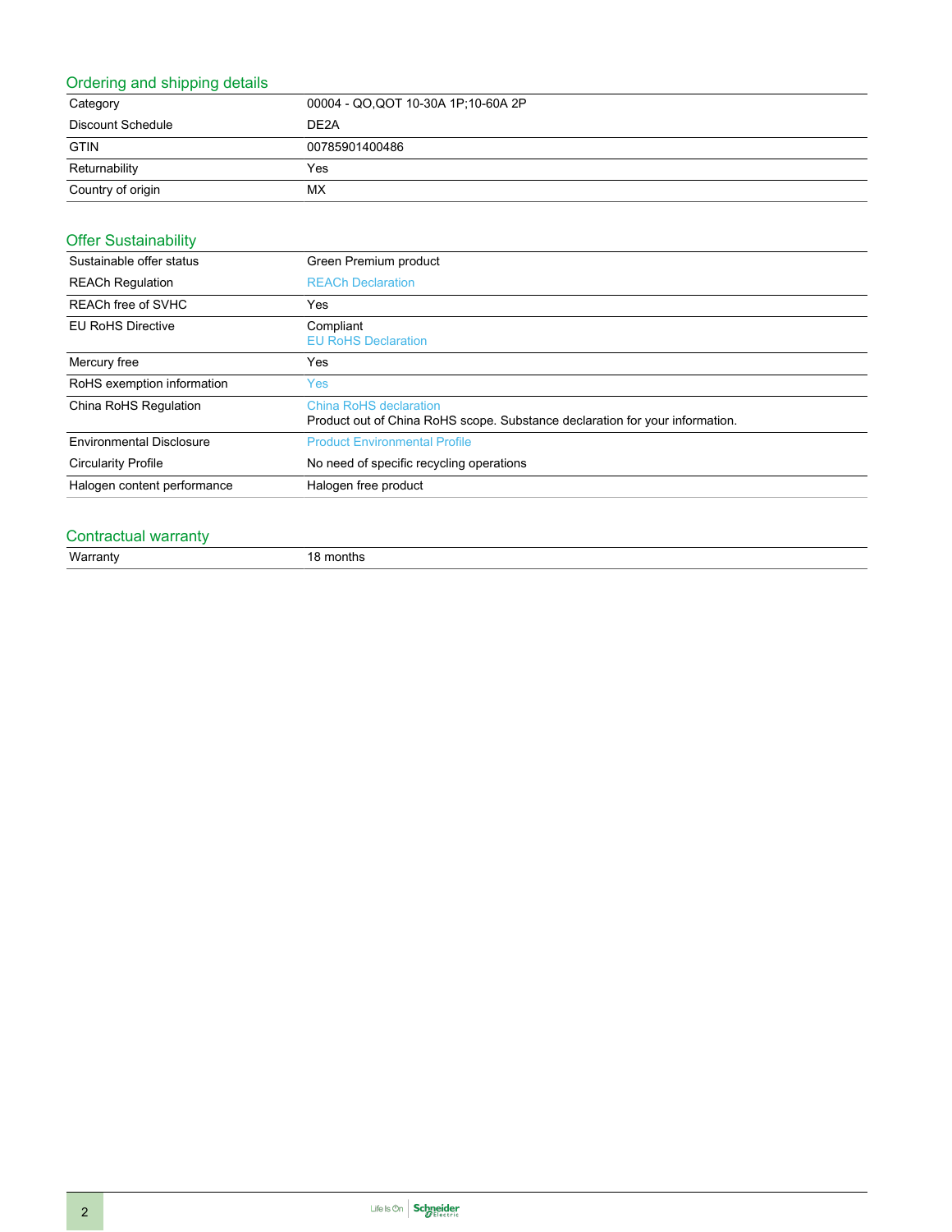## Ordering and shipping details

| | |
|---|---|
| Category | 00004 - QO,QOT 10-30A 1P;10-60A 2P |
| Discount Schedule | DE2A |
| GTIN | 00785901400486 |
| Returnability | Yes |
| Country of origin | MX |

## Offer Sustainability

| | |
|---|---|
| Sustainable offer status | Green Premium product |
| REACh Regulation | REACh Declaration |
| REACh free of SVHC | Yes |
| EU RoHS Directive | Compliant<br>EU RoHS Declaration |
| Mercury free | Yes |
| RoHS exemption information | Yes |
| China RoHS Regulation | China RoHS declaration<br>Product out of China RoHS scope. Substance declaration for your information. |
| Environmental Disclosure | Product Environmental Profile |
| Circularity Profile | No need of specific recycling operations |
| Halogen content performance | Halogen free product |

## Contractual warranty

| | |
|---|---|
| Warranty | 18 months |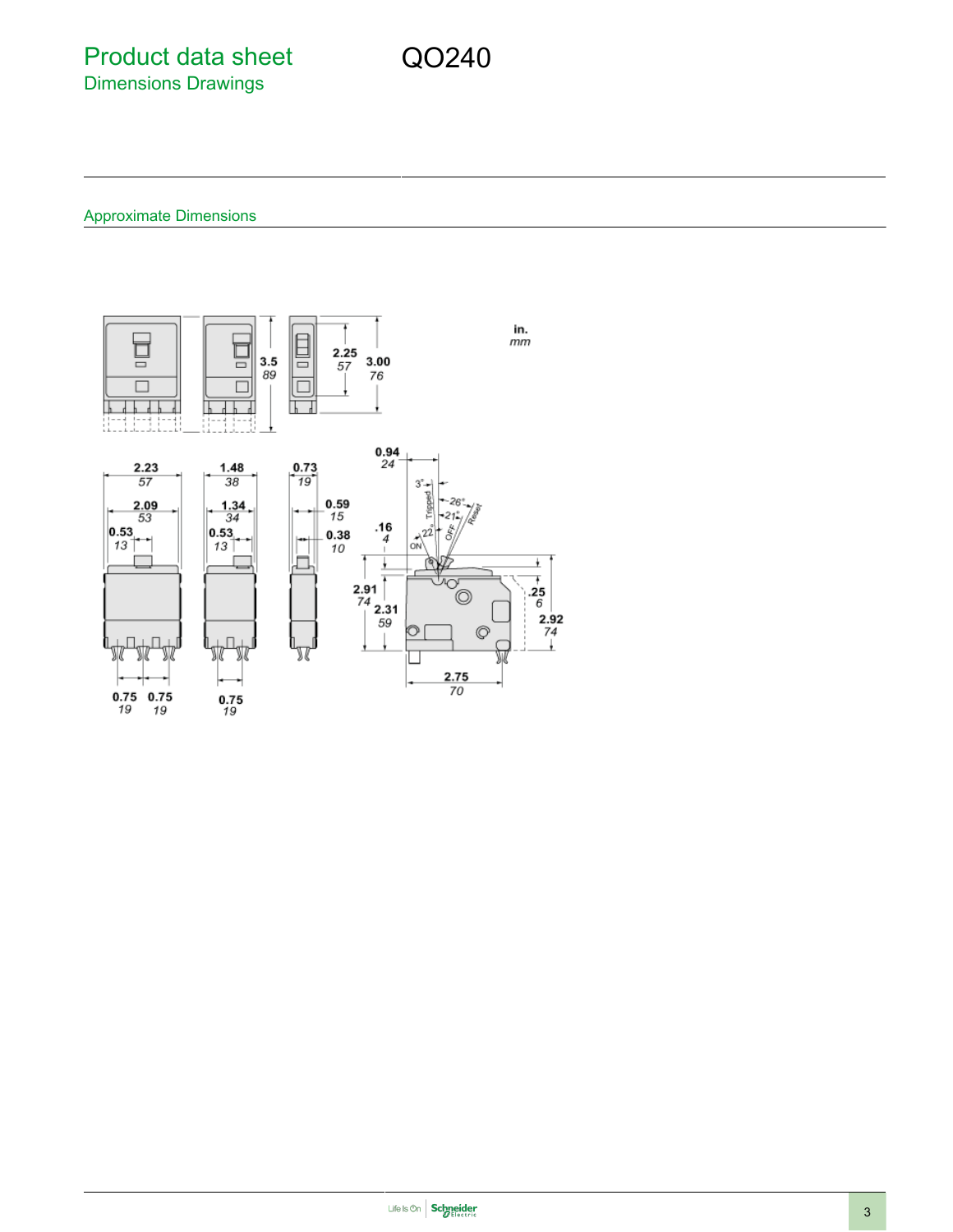# Product data sheet

## Dimensions Drawings

# QO240

### Approximate Dimensions

in.
mm

3.5
89

2.25
57

3.00
76

2.23
57

2.09
53

0.53
13

0.75
19

0.75
19

1.48
38

1.34
34

0.53
13

0.75
19

0.73
19

0.59
15

0.38
10

0.94
24

3°

Tripped

26°

Reset

21°

OFF

22°

ON

.16
4

2.91
74

2.31
59

.25
6

2.92
74

2.75
70